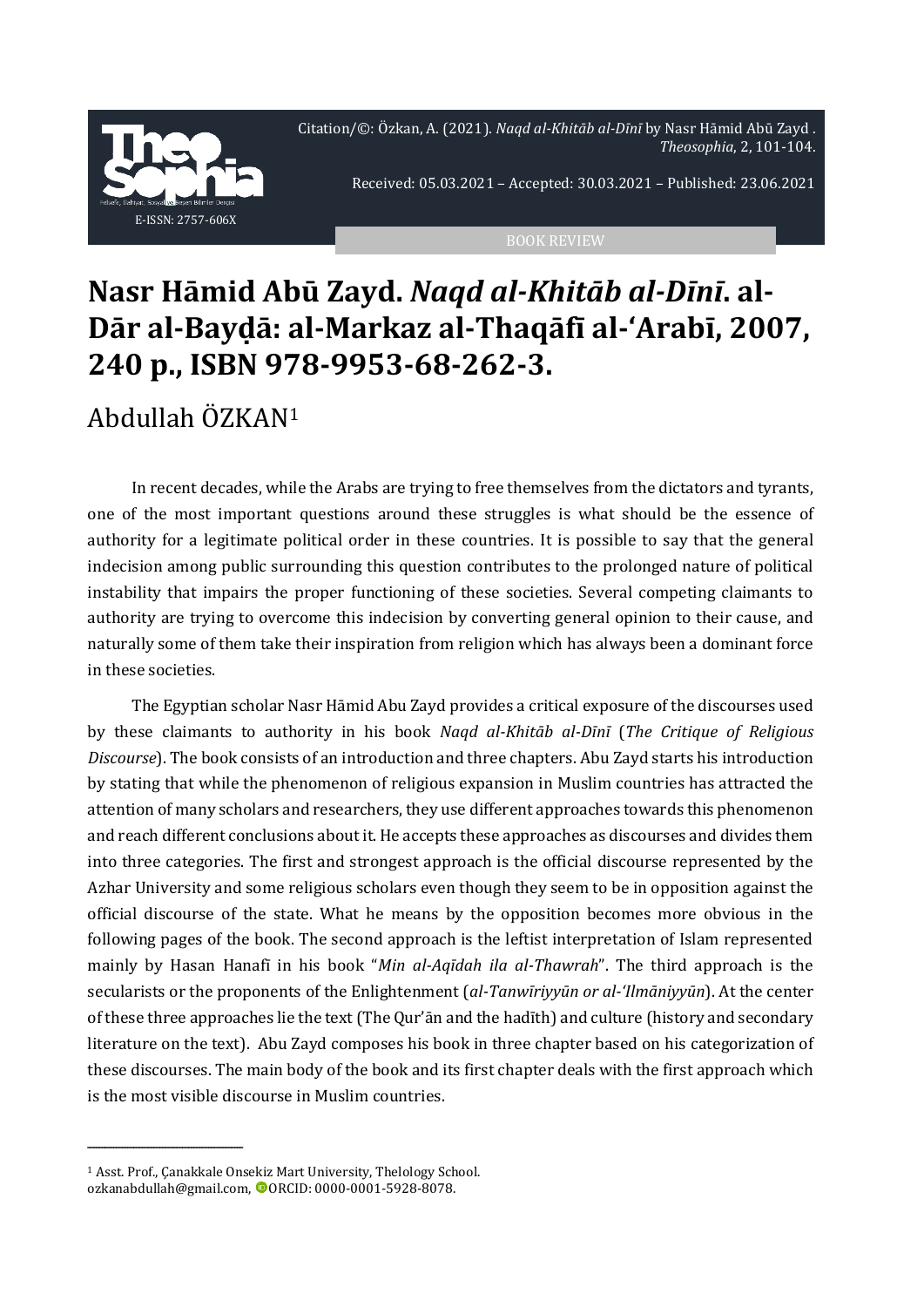BOOK REVIEW

# Nasr Hāmid Abū Zayd. *Naqd al-Khitāb al-Dīnī*. al-Dār al-Bayḍā: al-Markaz al-Thaqāfī al-'Arabī, 2007, 240 p., ISBN 978-9953-68-262-3.

## Abdullah ÖZKAN[1]

In recent decades, while the Arabs are trying to free themselves from the dictators and tyrants, one of the most important questions around these struggles is what should be the essence of authority for a legitimate political order in these countries. It is possible to say that the general indecision among public surrounding this question contributes to the prolonged nature of political instability that impairs the proper functioning of these societies. Several competing claimants to authority are trying to overcome this indecision by converting general opinion to their cause, and naturally some of them take their inspiration from religion which has always been a dominant force in these societies.

The Egyptian scholar Nasr Hāmid Abu Zayd provides a critical exposure of the discourses used by these claimants to authority in his book *Naqd al-Khitāb al-Dīnī* (*The Critique of Religious Discourse*). The book consists of an introduction and three chapters. Abu Zayd starts his introduction by stating that while the phenomenon of religious expansion in Muslim countries has attracted the attention of many scholars and researchers, they use different approaches towards this phenomenon and reach different conclusions about it. He accepts these approaches as discourses and divides them into three categories. The first and strongest approach is the official discourse represented by the Azhar University and some religious scholars even though they seem to be in opposition against the official discourse of the state. What he means by the opposition becomes more obvious in the following pages of the book. The second approach is the leftist interpretation of Islam represented mainly by Hasan Hanafī in his book "*Min al-Aqīdah ila al-Thawrah*". The third approach is the secularists or the proponents of the Enlightenment (*al-Tanwīriyyūn or al-'Ilmāniyyūn*). At the center of these three approaches lie the text (The Qur'ān and the hadīth) and culture (history and secondary literature on the text). Abu Zayd composes his book in three chapter based on his categorization of these discourses. The main body of the book and its first chapter deals with the first approach which is the most visible discourse in Muslim countries.

---

[1] Asst. Prof., Çanakkale Onsekiz Mart University, Thelology School. ozkanabdullah@gmail.com, ORCID: 0000-0001-5928-8078.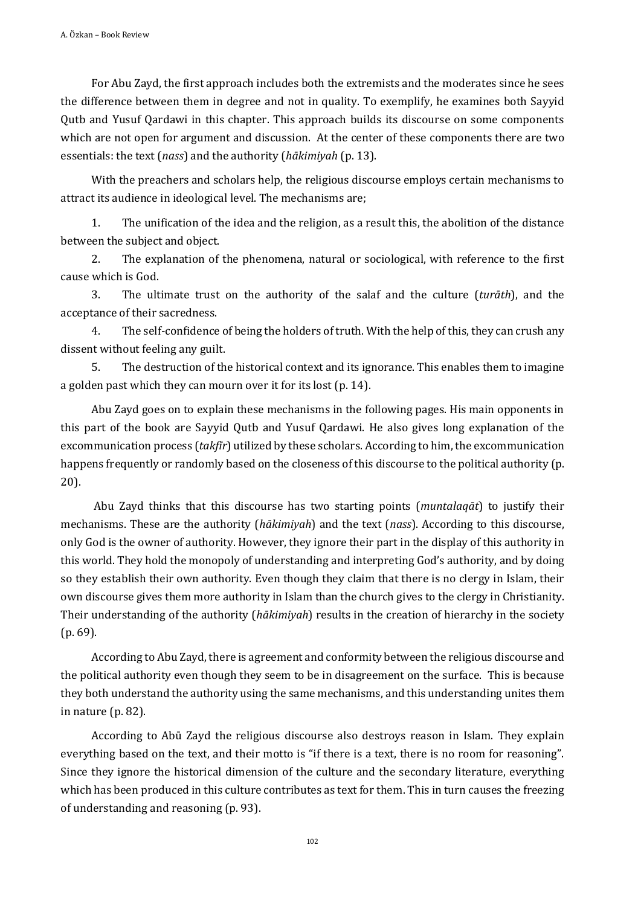For Abu Zayd, the first approach includes both the extremists and the moderates since he sees the difference between them in degree and not in quality. To exemplify, he examines both Sayyid Qutb and Yusuf Qardawi in this chapter. This approach builds its discourse on some components which are not open for argument and discussion. At the center of these components there are two essentials: the text (*nass*) and the authority (*hākimiyah* (p. 13).

With the preachers and scholars help, the religious discourse employs certain mechanisms to attract its audience in ideological level. The mechanisms are;

1. The unification of the idea and the religion, as a result this, the abolition of the distance between the subject and object.
2. The explanation of the phenomena, natural or sociological, with reference to the first cause which is God.
3. The ultimate trust on the authority of the salaf and the culture (*turāth*), and the acceptance of their sacredness.
4. The self-confidence of being the holders of truth. With the help of this, they can crush any dissent without feeling any guilt.
5. The destruction of the historical context and its ignorance. This enables them to imagine a golden past which they can mourn over it for its lost (p. 14).

Abu Zayd goes on to explain these mechanisms in the following pages. His main opponents in this part of the book are Sayyid Qutb and Yusuf Qardawi. He also gives long explanation of the excommunication process (*takfīr*) utilized by these scholars. According to him, the excommunication happens frequently or randomly based on the closeness of this discourse to the political authority (p. 20).

Abu Zayd thinks that this discourse has two starting points (*muntalaqāt*) to justify their mechanisms. These are the authority (*hākimiyah*) and the text (*nass*). According to this discourse, only God is the owner of authority. However, they ignore their part in the display of this authority in this world. They hold the monopoly of understanding and interpreting God's authority, and by doing so they establish their own authority. Even though they claim that there is no clergy in Islam, their own discourse gives them more authority in Islam than the church gives to the clergy in Christianity. Their understanding of the authority (*hākimiyah*) results in the creation of hierarchy in the society (p. 69).

According to Abu Zayd, there is agreement and conformity between the religious discourse and the political authority even though they seem to be in disagreement on the surface. This is because they both understand the authority using the same mechanisms, and this understanding unites them in nature (p. 82).

According to Abū Zayd the religious discourse also destroys reason in Islam. They explain everything based on the text, and their motto is "if there is a text, there is no room for reasoning". Since they ignore the historical dimension of the culture and the secondary literature, everything which has been produced in this culture contributes as text for them. This in turn causes the freezing of understanding and reasoning (p. 93).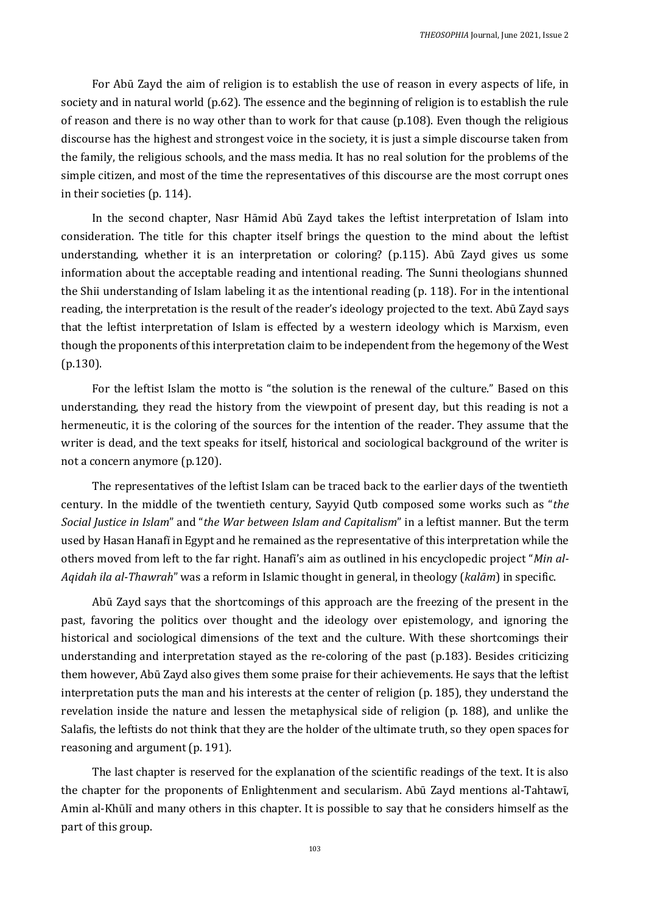For Abū Zayd the aim of religion is to establish the use of reason in every aspects of life, in society and in natural world (p.62). The essence and the beginning of religion is to establish the rule of reason and there is no way other than to work for that cause (p.108). Even though the religious discourse has the highest and strongest voice in the society, it is just a simple discourse taken from the family, the religious schools, and the mass media. It has no real solution for the problems of the simple citizen, and most of the time the representatives of this discourse are the most corrupt ones in their societies (p. 114).

In the second chapter, Nasr Hāmid Abū Zayd takes the leftist interpretation of Islam into consideration. The title for this chapter itself brings the question to the mind about the leftist understanding, whether it is an interpretation or coloring? (p.115). Abū Zayd gives us some information about the acceptable reading and intentional reading. The Sunni theologians shunned the Shii understanding of Islam labeling it as the intentional reading (p. 118). For in the intentional reading, the interpretation is the result of the reader's ideology projected to the text. Abū Zayd says that the leftist interpretation of Islam is effected by a western ideology which is Marxism, even though the proponents of this interpretation claim to be independent from the hegemony of the West (p.130).

For the leftist Islam the motto is "the solution is the renewal of the culture." Based on this understanding, they read the history from the viewpoint of present day, but this reading is not a hermeneutic, it is the coloring of the sources for the intention of the reader. They assume that the writer is dead, and the text speaks for itself, historical and sociological background of the writer is not a concern anymore (p.120).

The representatives of the leftist Islam can be traced back to the earlier days of the twentieth century. In the middle of the twentieth century, Sayyid Qutb composed some works such as "*the Social Justice in Islam*" and "*the War between Islam and Capitalism*" in a leftist manner. But the term used by Hasan Hanafī in Egypt and he remained as the representative of this interpretation while the others moved from left to the far right. Hanafī's aim as outlined in his encyclopedic project "*Min al-Aqidah ila al-Thawrah*" was a reform in Islamic thought in general, in theology (*kalām*) in specific.

Abū Zayd says that the shortcomings of this approach are the freezing of the present in the past, favoring the politics over thought and the ideology over epistemology, and ignoring the historical and sociological dimensions of the text and the culture. With these shortcomings their understanding and interpretation stayed as the re-coloring of the past (p.183). Besides criticizing them however, Abū Zayd also gives them some praise for their achievements. He says that the leftist interpretation puts the man and his interests at the center of religion (p. 185), they understand the revelation inside the nature and lessen the metaphysical side of religion (p. 188), and unlike the Salafis, the leftists do not think that they are the holder of the ultimate truth, so they open spaces for reasoning and argument (p. 191).

The last chapter is reserved for the explanation of the scientific readings of the text. It is also the chapter for the proponents of Enlightenment and secularism. Abū Zayd mentions al-Tahtawī, Amin al-Khūlī and many others in this chapter. It is possible to say that he considers himself as the part of this group.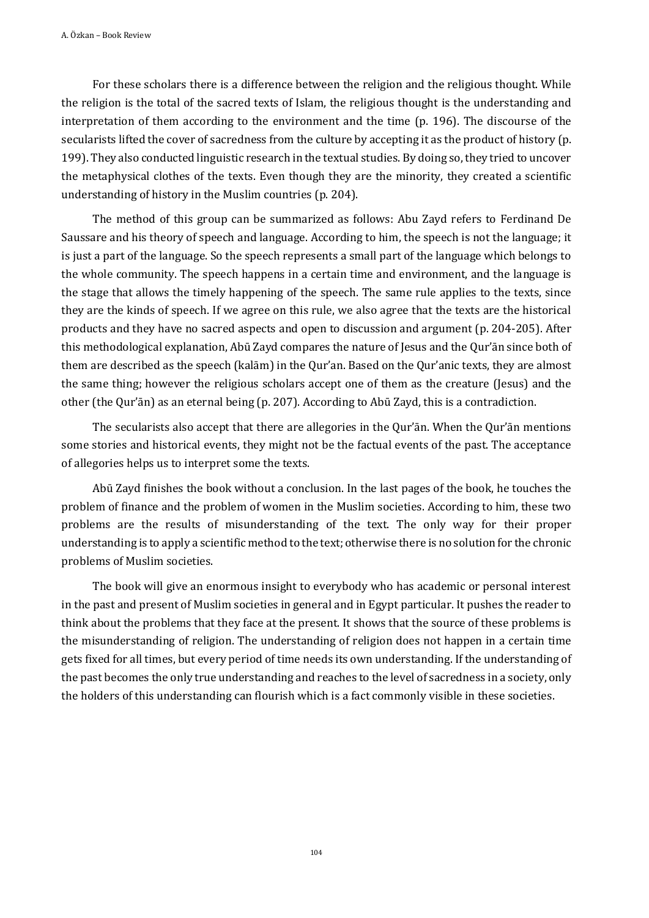For these scholars there is a difference between the religion and the religious thought. While the religion is the total of the sacred texts of Islam, the religious thought is the understanding and interpretation of them according to the environment and the time (p. 196). The discourse of the secularists lifted the cover of sacredness from the culture by accepting it as the product of history (p. 199). They also conducted linguistic research in the textual studies. By doing so, they tried to uncover the metaphysical clothes of the texts. Even though they are the minority, they created a scientific understanding of history in the Muslim countries (p. 204).

The method of this group can be summarized as follows: Abu Zayd refers to Ferdinand De Saussare and his theory of speech and language. According to him, the speech is not the language; it is just a part of the language. So the speech represents a small part of the language which belongs to the whole community. The speech happens in a certain time and environment, and the language is the stage that allows the timely happening of the speech. The same rule applies to the texts, since they are the kinds of speech. If we agree on this rule, we also agree that the texts are the historical products and they have no sacred aspects and open to discussion and argument (p. 204-205). After this methodological explanation, Abū Zayd compares the nature of Jesus and the Qur'ān since both of them are described as the speech (kalām) in the Qur'an. Based on the Qur'anic texts, they are almost the same thing; however the religious scholars accept one of them as the creature (Jesus) and the other (the Qur'ān) as an eternal being (p. 207). According to Abū Zayd, this is a contradiction.

The secularists also accept that there are allegories in the Qur'ān. When the Qur'ān mentions some stories and historical events, they might not be the factual events of the past. The acceptance of allegories helps us to interpret some the texts.

Abū Zayd finishes the book without a conclusion. In the last pages of the book, he touches the problem of finance and the problem of women in the Muslim societies. According to him, these two problems are the results of misunderstanding of the text. The only way for their proper understanding is to apply a scientific method to the text; otherwise there is no solution for the chronic problems of Muslim societies.

The book will give an enormous insight to everybody who has academic or personal interest in the past and present of Muslim societies in general and in Egypt particular. It pushes the reader to think about the problems that they face at the present. It shows that the source of these problems is the misunderstanding of religion. The understanding of religion does not happen in a certain time gets fixed for all times, but every period of time needs its own understanding. If the understanding of the past becomes the only true understanding and reaches to the level of sacredness in a society, only the holders of this understanding can flourish which is a fact commonly visible in these societies.